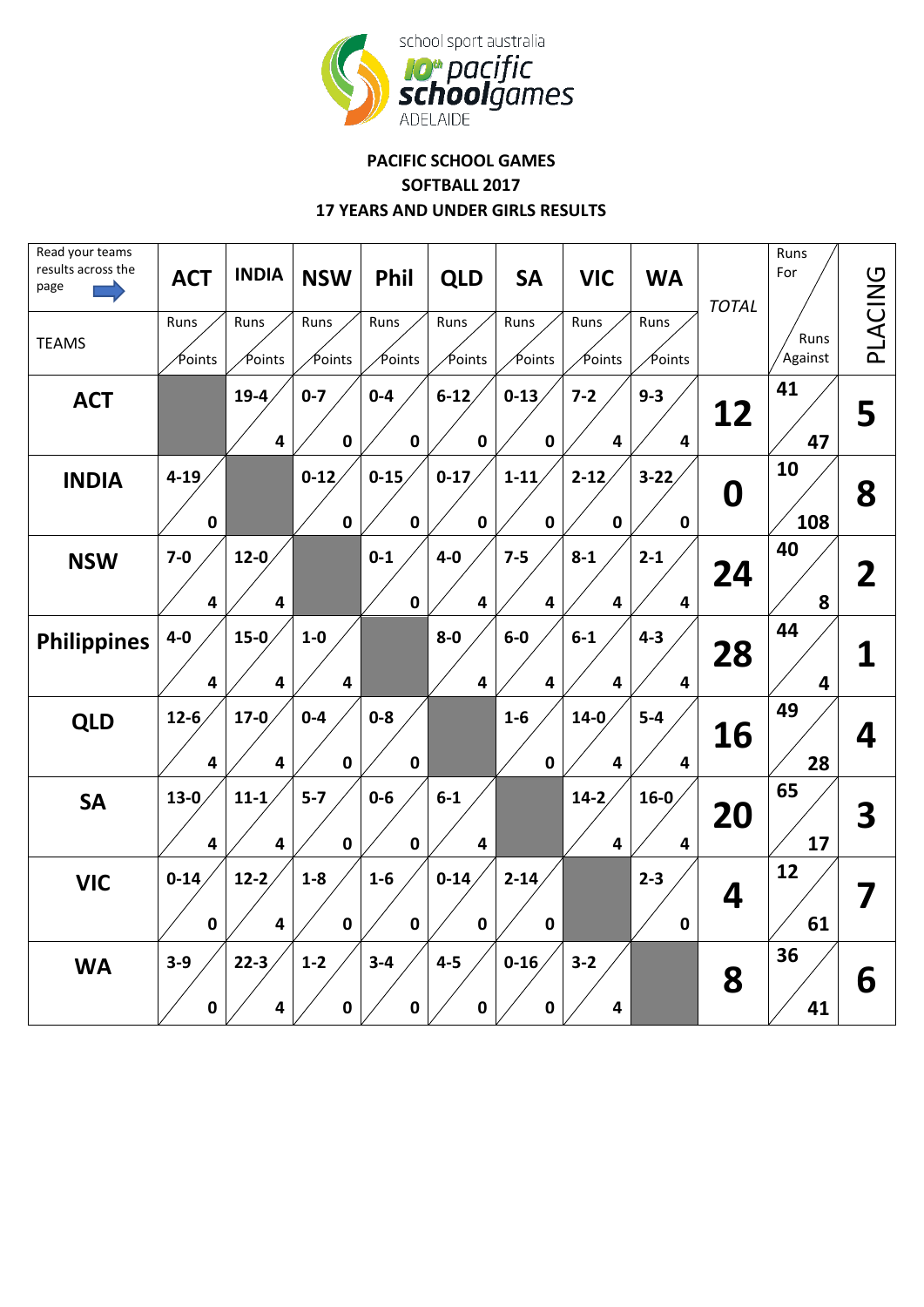school sport australia
10th pacific schoolgames
ADELAIDE

**PACIFIC SCHOOL GAMES**

**SOFTBALL 2017**

**17 YEARS AND UNDER GIRLS RESULTS**

| Read your teams results across the page / TEAMS | ACT (Runs / Points) | INDIA (Runs / Points) | NSW (Runs / Points) | Phil (Runs / Points) | QLD (Runs / Points) | SA (Runs / Points) | VIC (Runs / Points) | WA (Runs / Points) | TOTAL | Runs For / Runs Against | PLACING |
|---|---|---|---|---|---|---|---|---|---|---|---|
| **ACT** | | 19-4 / 4 | 0-7 / 0 | 0-4 / 0 | 6-12 / 0 | 0-13 / 0 | 7-2 / 4 | 9-3 / 4 | **12** | 41 / 47 | **5** |
| **INDIA** | 4-19 / 0 | | 0-12 / 0 | 0-15 / 0 | 0-17 / 0 | 1-11 / 0 | 2-12 / 0 | 3-22 / 0 | **0** | 10 / 108 | **8** |
| **NSW** | 7-0 / 4 | 12-0 / 4 | | 0-1 / 0 | 4-0 / 4 | 7-5 / 4 | 8-1 / 4 | 2-1 / 4 | **24** | 40 / 8 | **2** |
| **Philippines** | 4-0 / 4 | 15-0 / 4 | 1-0 / 4 | | 8-0 / 4 | 6-0 / 4 | 6-1 / 4 | 4-3 / 4 | **28** | 44 / 4 | **1** |
| **QLD** | 12-6 / 4 | 17-0 / 4 | 0-4 / 0 | 0-8 / 0 | | 1-6 / 0 | 14-0 / 4 | 5-4 / 4 | **16** | 49 / 28 | **4** |
| **SA** | 13-0 / 4 | 11-1 / 4 | 5-7 / 0 | 0-6 / 0 | 6-1 / 4 | | 14-2 / 4 | 16-0 / 4 | **20** | 65 / 17 | **3** |
| **VIC** | 0-14 / 0 | 12-2 / 4 | 1-8 / 0 | 1-6 / 0 | 0-14 / 0 | 2-14 / 0 | | 2-3 / 0 | **4** | 12 / 61 | **7** |
| **WA** | 3-9 / 0 | 22-3 / 4 | 1-2 / 0 | 3-4 / 0 | 4-5 / 0 | 0-16 / 0 | 3-2 / 4 | | **8** | 36 / 41 | **6** |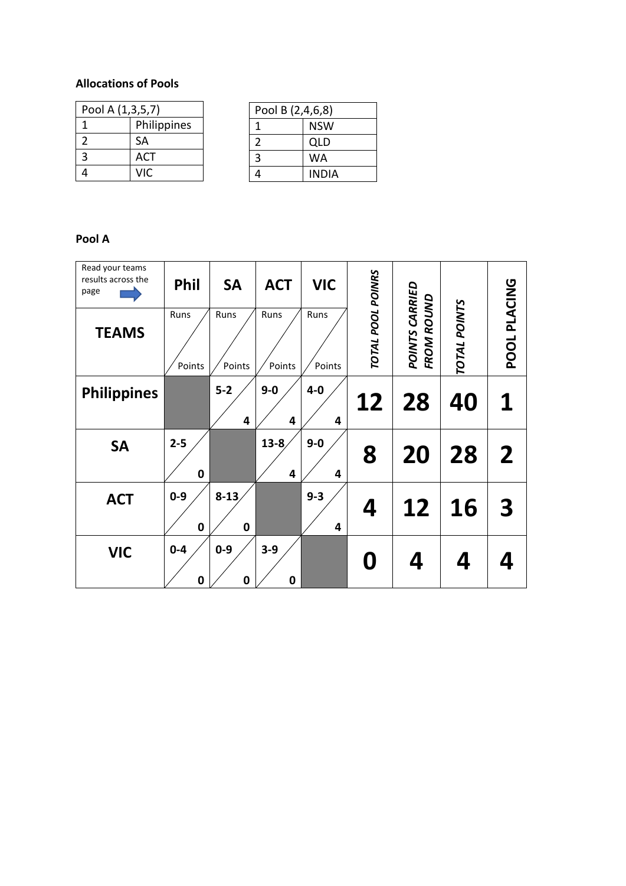**Allocations of Pools**

| Pool A (1,3,5,7) | |
|---|---|
| 1 | Philippines |
| 2 | SA |
| 3 | ACT |
| 4 | VIC |

| Pool B (2,4,6,8) | |
|---|---|
| 1 | NSW |
| 2 | QLD |
| 3 | WA |
| 4 | INDIA |

**Pool A**

| Read your teams results across the page | Phil | SA | ACT | VIC | TOTAL POOL POINRS | POINTS CARRIED FROM ROUND | TOTAL POINTS | POOL PLACING |
|---|---|---|---|---|---|---|---|---|
| **TEAMS** | Runs / Points | Runs / Points | Runs / Points | Runs / Points | | | | |
| **Philippines** | | 5-2 / 4 | 9-0 / 4 | 4-0 / 4 | **12** | **28** | **40** | **1** |
| **SA** | 2-5 / 0 | | 13-8 / 4 | 9-0 / 4 | **8** | **20** | **28** | **2** |
| **ACT** | 0-9 / 0 | 8-13 / 0 | | 9-3 / 4 | **4** | **12** | **16** | **3** |
| **VIC** | 0-4 / 0 | 0-9 / 0 | 3-9 / 0 | | **0** | **4** | **4** | **4** |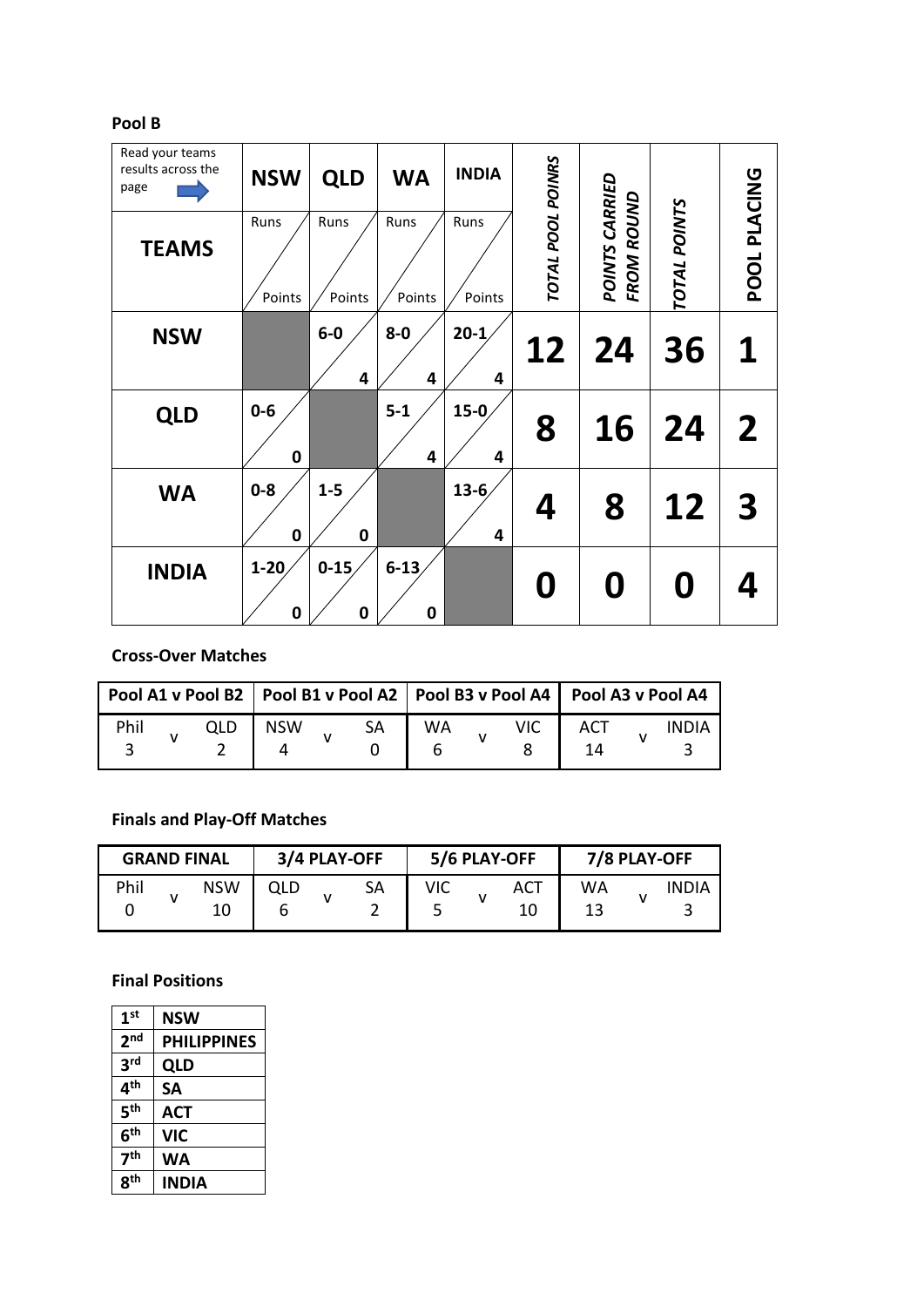**Pool B**

| Read your teams results across the page ➡ | NSW | QLD | WA | INDIA | *TOTAL POOL POINRS* | *POINTS CARRIED FROM ROUND* | *TOTAL POINTS* | POOL PLACING |
|---|---|---|---|---|---|---|---|---|
| **TEAMS** | Runs / Points | Runs / Points | Runs / Points | Runs / Points | | | | |
| **NSW** | | **6-0** / **4** | **8-0** / **4** | **20-1** / **4** | **12** | **24** | **36** | **1** |
| **QLD** | **0-6** / **0** | | **5-1** / **4** | **15-0** / **4** | **8** | **16** | **24** | **2** |
| **WA** | **0-8** / **0** | **1-5** / **0** | | **13-6** / **4** | **4** | **8** | **12** | **3** |
| **INDIA** | **1-20** / **0** | **0-15** / **0** | **6-13** / **0** | | **0** | **0** | **0** | **4** |

**Cross-Over Matches**

| Pool A1 v Pool B2 | Pool B1 v Pool A2 | Pool B3 v Pool A4 | Pool A3 v Pool A4 |
|---|---|---|---|
| Phil 3 v QLD 2 | NSW 4 v SA 0 | WA 6 v VIC 8 | ACT 14 v INDIA 3 |

**Finals and Play-Off Matches**

| GRAND FINAL | 3/4 PLAY-OFF | 5/6 PLAY-OFF | 7/8 PLAY-OFF |
|---|---|---|---|
| Phil 0 v NSW 10 | QLD 6 v SA 2 | VIC 5 v ACT 10 | WA 13 v INDIA 3 |

**Final Positions**

| | |
|---|---|
| **1st** | **NSW** |
| **2nd** | **PHILIPPINES** |
| **3rd** | **QLD** |
| **4th** | **SA** |
| **5th** | **ACT** |
| **6th** | **VIC** |
| **7th** | **WA** |
| **8th** | **INDIA** |